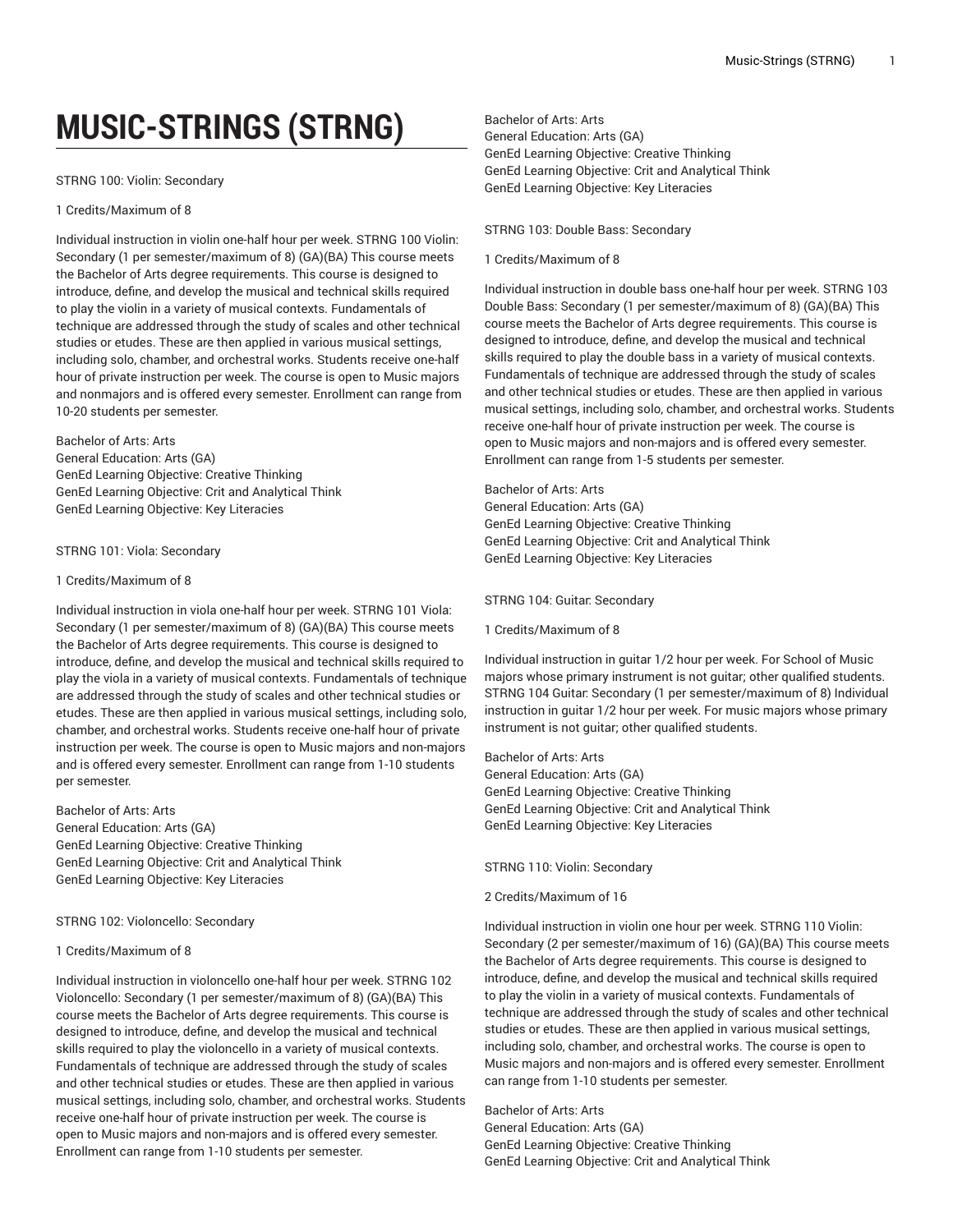# MUSIC-STRINGS (STRNG)

STRNG 100: Violin: Secondary

1 Credits/Maximum of 8

Individual instruction in violin one-half hour per week. STRNG 100 Violin: Secondary (1 per semester/maximum of 8) (GA)(BA) This course meets the Bachelor of Arts degree requirements. This course is designed to introduce, define, and develop the musical and technical skills required to play the violin in a variety of musical contexts. Fundamentals of technique are addressed through the study of scales and other technical studies or etudes. These are then applied in various musical settings, including solo, chamber, and orchestral works. Students receive one-half hour of private instruction per week. The course is open to Music majors and nonmajors and is offered every semester. Enrollment can range from 10-20 students per semester.

Bachelor of Arts: Arts
General Education: Arts (GA)
GenEd Learning Objective: Creative Thinking
GenEd Learning Objective: Crit and Analytical Think
GenEd Learning Objective: Key Literacies

STRNG 101: Viola: Secondary

1 Credits/Maximum of 8

Individual instruction in viola one-half hour per week. STRNG 101 Viola: Secondary (1 per semester/maximum of 8) (GA)(BA) This course meets the Bachelor of Arts degree requirements. This course is designed to introduce, define, and develop the musical and technical skills required to play the viola in a variety of musical contexts. Fundamentals of technique are addressed through the study of scales and other technical studies or etudes. These are then applied in various musical settings, including solo, chamber, and orchestral works. Students receive one-half hour of private instruction per week. The course is open to Music majors and non-majors and is offered every semester. Enrollment can range from 1-10 students per semester.

Bachelor of Arts: Arts
General Education: Arts (GA)
GenEd Learning Objective: Creative Thinking
GenEd Learning Objective: Crit and Analytical Think
GenEd Learning Objective: Key Literacies

STRNG 102: Violoncello: Secondary

1 Credits/Maximum of 8

Individual instruction in violoncello one-half hour per week. STRNG 102 Violoncello: Secondary (1 per semester/maximum of 8) (GA)(BA) This course meets the Bachelor of Arts degree requirements. This course is designed to introduce, define, and develop the musical and technical skills required to play the violoncello in a variety of musical contexts. Fundamentals of technique are addressed through the study of scales and other technical studies or etudes. These are then applied in various musical settings, including solo, chamber, and orchestral works. Students receive one-half hour of private instruction per week. The course is open to Music majors and non-majors and is offered every semester. Enrollment can range from 1-10 students per semester.

Bachelor of Arts: Arts
General Education: Arts (GA)
GenEd Learning Objective: Creative Thinking
GenEd Learning Objective: Crit and Analytical Think
GenEd Learning Objective: Key Literacies

STRNG 103: Double Bass: Secondary

1 Credits/Maximum of 8

Individual instruction in double bass one-half hour per week. STRNG 103 Double Bass: Secondary (1 per semester/maximum of 8) (GA)(BA) This course meets the Bachelor of Arts degree requirements. This course is designed to introduce, define, and develop the musical and technical skills required to play the double bass in a variety of musical contexts. Fundamentals of technique are addressed through the study of scales and other technical studies or etudes. These are then applied in various musical settings, including solo, chamber, and orchestral works. Students receive one-half hour of private instruction per week. The course is open to Music majors and non-majors and is offered every semester. Enrollment can range from 1-5 students per semester.

Bachelor of Arts: Arts
General Education: Arts (GA)
GenEd Learning Objective: Creative Thinking
GenEd Learning Objective: Crit and Analytical Think
GenEd Learning Objective: Key Literacies

STRNG 104: Guitar: Secondary

1 Credits/Maximum of 8

Individual instruction in guitar 1/2 hour per week. For School of Music majors whose primary instrument is not guitar; other qualified students. STRNG 104 Guitar: Secondary (1 per semester/maximum of 8) Individual instruction in guitar 1/2 hour per week. For music majors whose primary instrument is not guitar; other qualified students.

Bachelor of Arts: Arts
General Education: Arts (GA)
GenEd Learning Objective: Creative Thinking
GenEd Learning Objective: Crit and Analytical Think
GenEd Learning Objective: Key Literacies

STRNG 110: Violin: Secondary

2 Credits/Maximum of 16

Individual instruction in violin one hour per week. STRNG 110 Violin: Secondary (2 per semester/maximum of 16) (GA)(BA) This course meets the Bachelor of Arts degree requirements. This course is designed to introduce, define, and develop the musical and technical skills required to play the violin in a variety of musical contexts. Fundamentals of technique are addressed through the study of scales and other technical studies or etudes. These are then applied in various musical settings, including solo, chamber, and orchestral works. The course is open to Music majors and non-majors and is offered every semester. Enrollment can range from 1-10 students per semester.

Bachelor of Arts: Arts
General Education: Arts (GA)
GenEd Learning Objective: Creative Thinking
GenEd Learning Objective: Crit and Analytical Think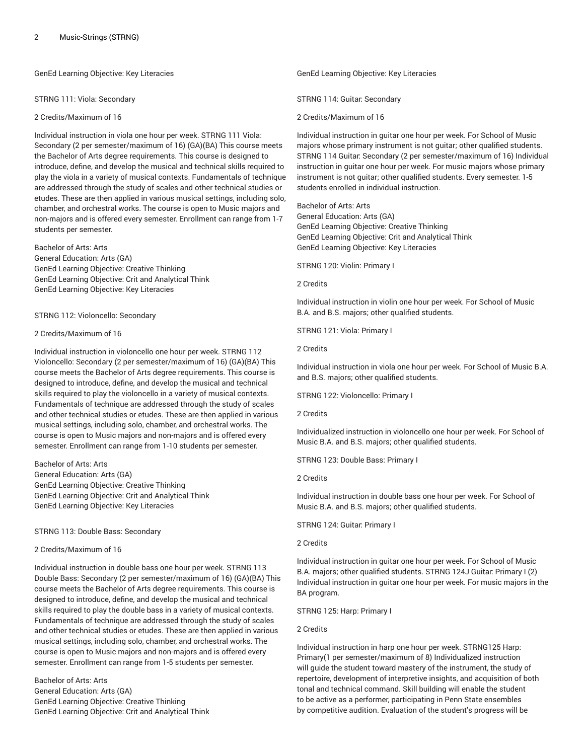GenEd Learning Objective: Key Literacies

STRNG 111: Viola: Secondary

2 Credits/Maximum of 16

Individual instruction in viola one hour per week. STRNG 111 Viola: Secondary (2 per semester/maximum of 16) (GA)(BA) This course meets the Bachelor of Arts degree requirements. This course is designed to introduce, define, and develop the musical and technical skills required to play the viola in a variety of musical contexts. Fundamentals of technique are addressed through the study of scales and other technical studies or etudes. These are then applied in various musical settings, including solo, chamber, and orchestral works. The course is open to Music majors and non-majors and is offered every semester. Enrollment can range from 1-7 students per semester.

Bachelor of Arts: Arts
General Education: Arts (GA)
GenEd Learning Objective: Creative Thinking
GenEd Learning Objective: Crit and Analytical Think
GenEd Learning Objective: Key Literacies

STRNG 112: Violoncello: Secondary

2 Credits/Maximum of 16

Individual instruction in violoncello one hour per week. STRNG 112 Violoncello: Secondary (2 per semester/maximum of 16) (GA)(BA) This course meets the Bachelor of Arts degree requirements. This course is designed to introduce, define, and develop the musical and technical skills required to play the violoncello in a variety of musical contexts. Fundamentals of technique are addressed through the study of scales and other technical studies or etudes. These are then applied in various musical settings, including solo, chamber, and orchestral works. The course is open to Music majors and non-majors and is offered every semester. Enrollment can range from 1-10 students per semester.

Bachelor of Arts: Arts
General Education: Arts (GA)
GenEd Learning Objective: Creative Thinking
GenEd Learning Objective: Crit and Analytical Think
GenEd Learning Objective: Key Literacies

STRNG 113: Double Bass: Secondary

2 Credits/Maximum of 16

Individual instruction in double bass one hour per week. STRNG 113 Double Bass: Secondary (2 per semester/maximum of 16) (GA)(BA) This course meets the Bachelor of Arts degree requirements. This course is designed to introduce, define, and develop the musical and technical skills required to play the double bass in a variety of musical contexts. Fundamentals of technique are addressed through the study of scales and other technical studies or etudes. These are then applied in various musical settings, including solo, chamber, and orchestral works. The course is open to Music majors and non-majors and is offered every semester. Enrollment can range from 1-5 students per semester.

Bachelor of Arts: Arts
General Education: Arts (GA)
GenEd Learning Objective: Creative Thinking
GenEd Learning Objective: Crit and Analytical Think
GenEd Learning Objective: Key Literacies

STRNG 114: Guitar: Secondary

2 Credits/Maximum of 16

Individual instruction in guitar one hour per week. For School of Music majors whose primary instrument is not guitar; other qualified students. STRNG 114 Guitar: Secondary (2 per semester/maximum of 16) Individual instruction in guitar one hour per week. For music majors whose primary instrument is not guitar; other qualified students. Every semester. 1-5 students enrolled in individual instruction.

Bachelor of Arts: Arts
General Education: Arts (GA)
GenEd Learning Objective: Creative Thinking
GenEd Learning Objective: Crit and Analytical Think
GenEd Learning Objective: Key Literacies

STRNG 120: Violin: Primary I

2 Credits

Individual instruction in violin one hour per week. For School of Music B.A. and B.S. majors; other qualified students.

STRNG 121: Viola: Primary I

2 Credits

Individual instruction in viola one hour per week. For School of Music B.A. and B.S. majors; other qualified students.

STRNG 122: Violoncello: Primary I

2 Credits

Individualized instruction in violoncello one hour per week. For School of Music B.A. and B.S. majors; other qualified students.

STRNG 123: Double Bass: Primary I

2 Credits

Individual instruction in double bass one hour per week. For School of Music B.A. and B.S. majors; other qualified students.

STRNG 124: Guitar: Primary I

2 Credits

Individual instruction in guitar one hour per week. For School of Music B.A. majors; other qualified students. STRNG 124J Guitar: Primary I (2) Individual instruction in guitar one hour per week. For music majors in the BA program.

STRNG 125: Harp: Primary I

2 Credits

Individual instruction in harp one hour per week. STRNG125 Harp: Primary(1 per semester/maximum of 8) Individualized instruction will guide the student toward mastery of the instrument, the study of repertoire, development of interpretive insights, and acquisition of both tonal and technical command. Skill building will enable the student to be active as a performer, participating in Penn State ensembles by competitive audition. Evaluation of the student's progress will be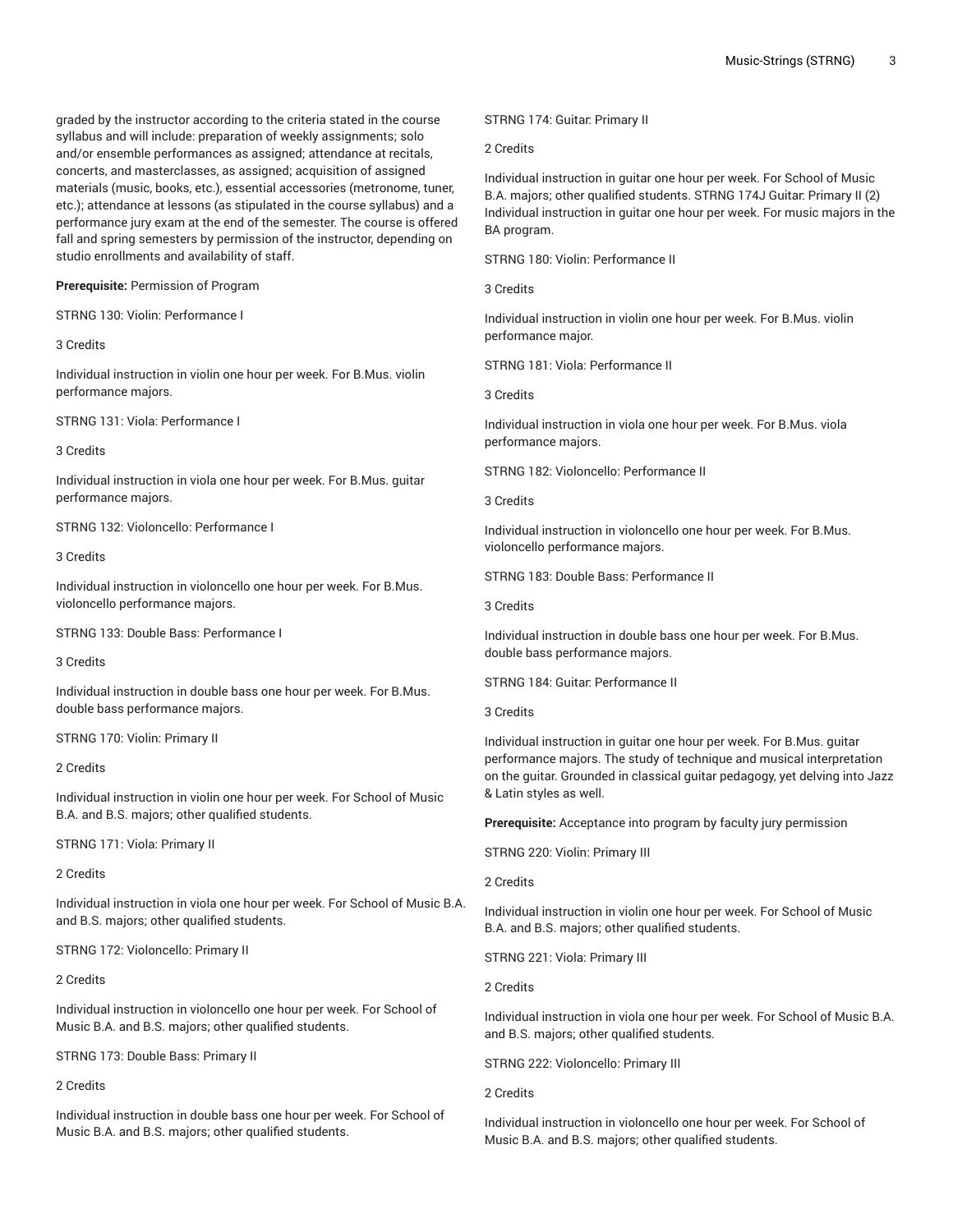graded by the instructor according to the criteria stated in the course syllabus and will include: preparation of weekly assignments; solo and/or ensemble performances as assigned; attendance at recitals, concerts, and masterclasses, as assigned; acquisition of assigned materials (music, books, etc.), essential accessories (metronome, tuner, etc.); attendance at lessons (as stipulated in the course syllabus) and a performance jury exam at the end of the semester. The course is offered fall and spring semesters by permission of the instructor, depending on studio enrollments and availability of staff.

**Prerequisite:** Permission of Program

STRNG 130: Violin: Performance I

3 Credits

Individual instruction in violin one hour per week. For B.Mus. violin performance majors.

STRNG 131: Viola: Performance I

3 Credits

Individual instruction in viola one hour per week. For B.Mus. guitar performance majors.

STRNG 132: Violoncello: Performance I

3 Credits

Individual instruction in violoncello one hour per week. For B.Mus. violoncello performance majors.

STRNG 133: Double Bass: Performance I

3 Credits

Individual instruction in double bass one hour per week. For B.Mus. double bass performance majors.

STRNG 170: Violin: Primary II

2 Credits

Individual instruction in violin one hour per week. For School of Music B.A. and B.S. majors; other qualified students.

STRNG 171: Viola: Primary II

2 Credits

Individual instruction in viola one hour per week. For School of Music B.A. and B.S. majors; other qualified students.

STRNG 172: Violoncello: Primary II

2 Credits

Individual instruction in violoncello one hour per week. For School of Music B.A. and B.S. majors; other qualified students.

STRNG 173: Double Bass: Primary II

2 Credits

Individual instruction in double bass one hour per week. For School of Music B.A. and B.S. majors; other qualified students.

STRNG 174: Guitar: Primary II

2 Credits

Individual instruction in guitar one hour per week. For School of Music B.A. majors; other qualified students. STRNG 174J Guitar: Primary II (2) Individual instruction in guitar one hour per week. For music majors in the BA program.

STRNG 180: Violin: Performance II

3 Credits

Individual instruction in violin one hour per week. For B.Mus. violin performance major.

STRNG 181: Viola: Performance II

3 Credits

Individual instruction in viola one hour per week. For B.Mus. viola performance majors.

STRNG 182: Violoncello: Performance II

3 Credits

Individual instruction in violoncello one hour per week. For B.Mus. violoncello performance majors.

STRNG 183: Double Bass: Performance II

3 Credits

Individual instruction in double bass one hour per week. For B.Mus. double bass performance majors.

STRNG 184: Guitar: Performance II

3 Credits

Individual instruction in guitar one hour per week. For B.Mus. guitar performance majors. The study of technique and musical interpretation on the guitar. Grounded in classical guitar pedagogy, yet delving into Jazz & Latin styles as well.

**Prerequisite:** Acceptance into program by faculty jury permission

STRNG 220: Violin: Primary III

2 Credits

Individual instruction in violin one hour per week. For School of Music B.A. and B.S. majors; other qualified students.

STRNG 221: Viola: Primary III

2 Credits

Individual instruction in viola one hour per week. For School of Music B.A. and B.S. majors; other qualified students.

STRNG 222: Violoncello: Primary III

2 Credits

Individual instruction in violoncello one hour per week. For School of Music B.A. and B.S. majors; other qualified students.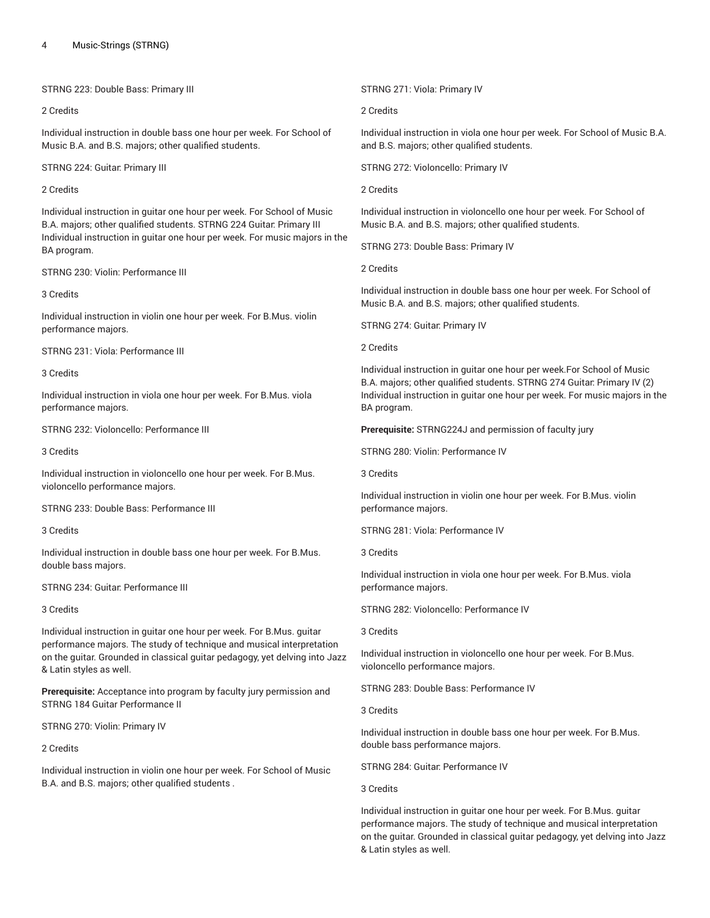STRNG 223: Double Bass: Primary III

2 Credits

Individual instruction in double bass one hour per week. For School of Music B.A. and B.S. majors; other qualified students.

STRNG 224: Guitar: Primary III

2 Credits

Individual instruction in guitar one hour per week. For School of Music B.A. majors; other qualified students. STRNG 224 Guitar: Primary III Individual instruction in guitar one hour per week. For music majors in the BA program.

STRNG 230: Violin: Performance III

3 Credits

Individual instruction in violin one hour per week. For B.Mus. violin performance majors.

STRNG 231: Viola: Performance III

3 Credits

Individual instruction in viola one hour per week. For B.Mus. viola performance majors.

STRNG 232: Violoncello: Performance III

3 Credits

Individual instruction in violoncello one hour per week. For B.Mus. violoncello performance majors.

STRNG 233: Double Bass: Performance III

3 Credits

Individual instruction in double bass one hour per week. For B.Mus. double bass majors.

STRNG 234: Guitar: Performance III

3 Credits

Individual instruction in guitar one hour per week. For B.Mus. guitar performance majors. The study of technique and musical interpretation on the guitar. Grounded in classical guitar pedagogy, yet delving into Jazz & Latin styles as well.

**Prerequisite:** Acceptance into program by faculty jury permission and STRNG 184 Guitar Performance II

STRNG 270: Violin: Primary IV

2 Credits

Individual instruction in violin one hour per week. For School of Music B.A. and B.S. majors; other qualified students .

STRNG 271: Viola: Primary IV

2 Credits

Individual instruction in viola one hour per week. For School of Music B.A. and B.S. majors; other qualified students.

STRNG 272: Violoncello: Primary IV

2 Credits

Individual instruction in violoncello one hour per week. For School of Music B.A. and B.S. majors; other qualified students.

STRNG 273: Double Bass: Primary IV

2 Credits

Individual instruction in double bass one hour per week. For School of Music B.A. and B.S. majors; other qualified students.

STRNG 274: Guitar: Primary IV

2 Credits

Individual instruction in guitar one hour per week.For School of Music B.A. majors; other qualified students. STRNG 274 Guitar: Primary IV (2) Individual instruction in guitar one hour per week. For music majors in the BA program.

**Prerequisite:** STRNG224J and permission of faculty jury

STRNG 280: Violin: Performance IV

3 Credits

Individual instruction in violin one hour per week. For B.Mus. violin performance majors.

STRNG 281: Viola: Performance IV

3 Credits

Individual instruction in viola one hour per week. For B.Mus. viola performance majors.

STRNG 282: Violoncello: Performance IV

3 Credits

Individual instruction in violoncello one hour per week. For B.Mus. violoncello performance majors.

STRNG 283: Double Bass: Performance IV

3 Credits

Individual instruction in double bass one hour per week. For B.Mus. double bass performance majors.

STRNG 284: Guitar: Performance IV

3 Credits

Individual instruction in guitar one hour per week. For B.Mus. guitar performance majors. The study of technique and musical interpretation on the guitar. Grounded in classical guitar pedagogy, yet delving into Jazz & Latin styles as well.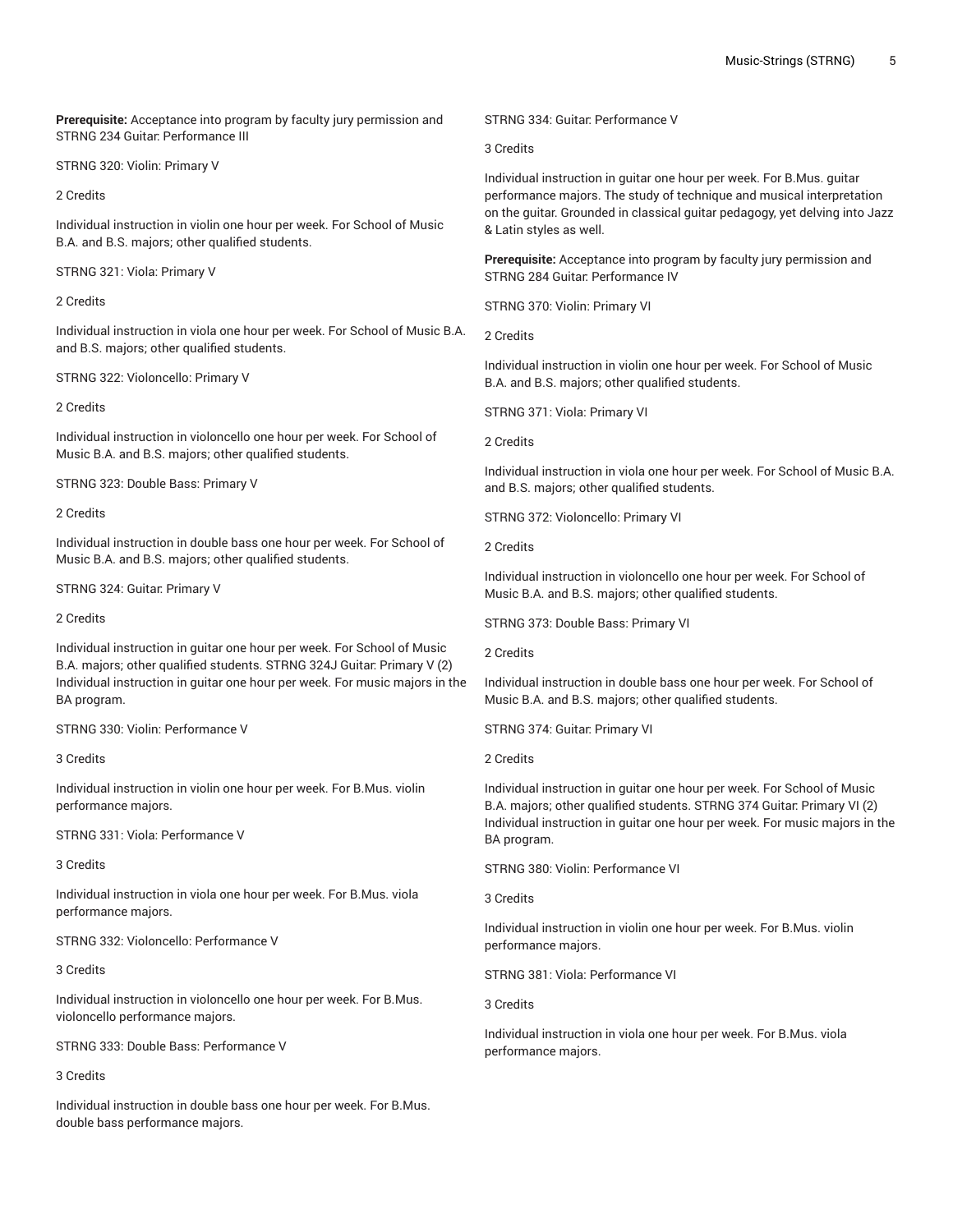**Prerequisite:** Acceptance into program by faculty jury permission and STRNG 234 Guitar: Performance III

STRNG 320: Violin: Primary V

2 Credits

Individual instruction in violin one hour per week. For School of Music B.A. and B.S. majors; other qualified students.

STRNG 321: Viola: Primary V

2 Credits

Individual instruction in viola one hour per week. For School of Music B.A. and B.S. majors; other qualified students.

STRNG 322: Violoncello: Primary V

2 Credits

Individual instruction in violoncello one hour per week. For School of Music B.A. and B.S. majors; other qualified students.

STRNG 323: Double Bass: Primary V

2 Credits

Individual instruction in double bass one hour per week. For School of Music B.A. and B.S. majors; other qualified students.

STRNG 324: Guitar: Primary V

2 Credits

Individual instruction in guitar one hour per week. For School of Music B.A. majors; other qualified students. STRNG 324J Guitar: Primary V (2) Individual instruction in guitar one hour per week. For music majors in the BA program.

STRNG 330: Violin: Performance V

3 Credits

Individual instruction in violin one hour per week. For B.Mus. violin performance majors.

STRNG 331: Viola: Performance V

3 Credits

Individual instruction in viola one hour per week. For B.Mus. viola performance majors.

STRNG 332: Violoncello: Performance V

3 Credits

Individual instruction in violoncello one hour per week. For B.Mus. violoncello performance majors.

STRNG 333: Double Bass: Performance V

3 Credits

Individual instruction in double bass one hour per week. For B.Mus. double bass performance majors.

STRNG 334: Guitar: Performance V

3 Credits

Individual instruction in guitar one hour per week. For B.Mus. guitar performance majors. The study of technique and musical interpretation on the guitar. Grounded in classical guitar pedagogy, yet delving into Jazz & Latin styles as well.

**Prerequisite:** Acceptance into program by faculty jury permission and STRNG 284 Guitar: Performance IV

STRNG 370: Violin: Primary VI

2 Credits

Individual instruction in violin one hour per week. For School of Music B.A. and B.S. majors; other qualified students.

STRNG 371: Viola: Primary VI

2 Credits

Individual instruction in viola one hour per week. For School of Music B.A. and B.S. majors; other qualified students.

STRNG 372: Violoncello: Primary VI

2 Credits

Individual instruction in violoncello one hour per week. For School of Music B.A. and B.S. majors; other qualified students.

STRNG 373: Double Bass: Primary VI

2 Credits

Individual instruction in double bass one hour per week. For School of Music B.A. and B.S. majors; other qualified students.

STRNG 374: Guitar: Primary VI

2 Credits

Individual instruction in guitar one hour per week. For School of Music B.A. majors; other qualified students. STRNG 374 Guitar: Primary VI (2) Individual instruction in guitar one hour per week. For music majors in the BA program.

STRNG 380: Violin: Performance VI

3 Credits

Individual instruction in violin one hour per week. For B.Mus. violin performance majors.

STRNG 381: Viola: Performance VI

3 Credits

Individual instruction in viola one hour per week. For B.Mus. viola performance majors.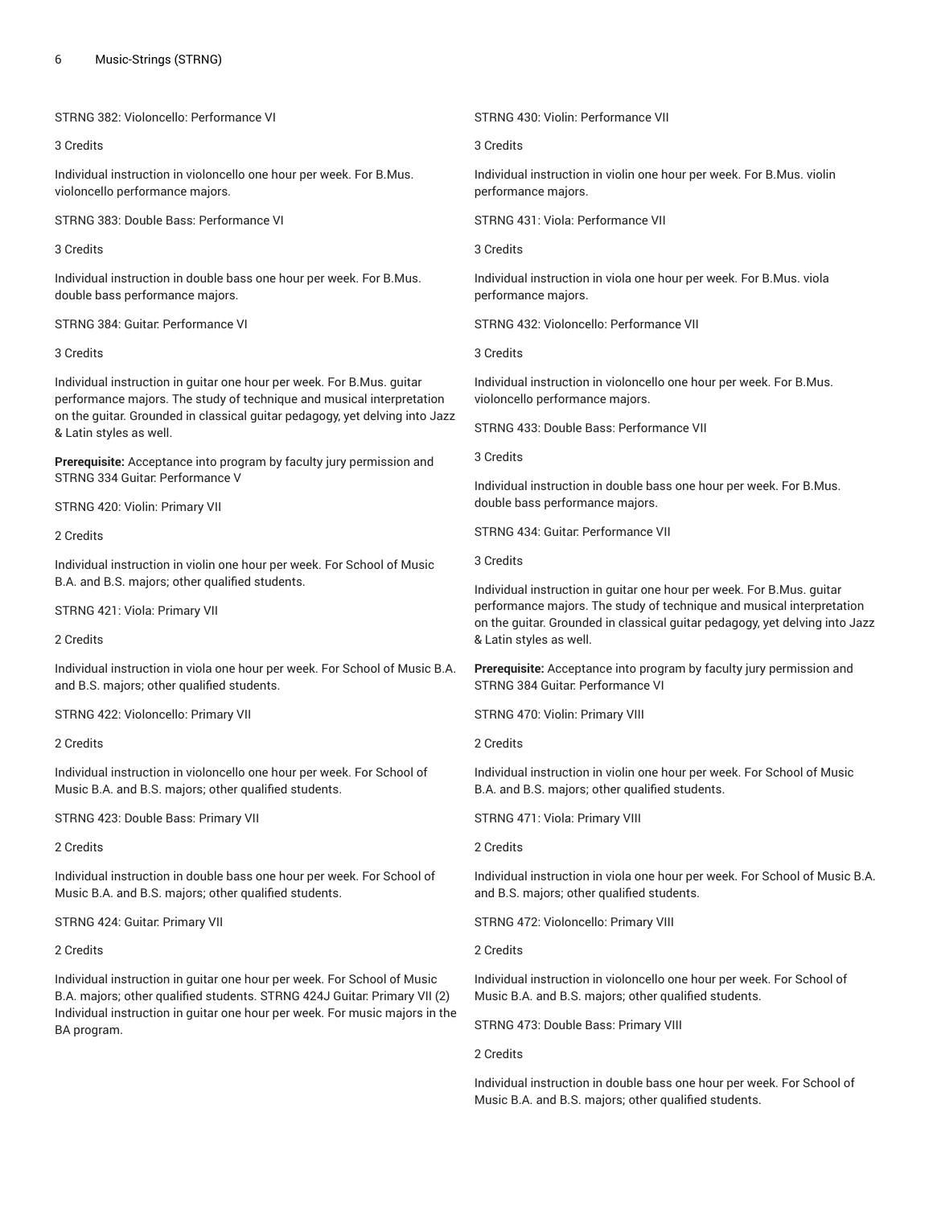STRNG 382: Violoncello: Performance VI

3 Credits

Individual instruction in violoncello one hour per week. For B.Mus. violoncello performance majors.

STRNG 383: Double Bass: Performance VI

3 Credits

Individual instruction in double bass one hour per week. For B.Mus. double bass performance majors.

STRNG 384: Guitar: Performance VI

3 Credits

Individual instruction in guitar one hour per week. For B.Mus. guitar performance majors. The study of technique and musical interpretation on the guitar. Grounded in classical guitar pedagogy, yet delving into Jazz & Latin styles as well.

**Prerequisite:** Acceptance into program by faculty jury permission and STRNG 334 Guitar: Performance V

STRNG 420: Violin: Primary VII

2 Credits

Individual instruction in violin one hour per week. For School of Music B.A. and B.S. majors; other qualified students.

STRNG 421: Viola: Primary VII

2 Credits

Individual instruction in viola one hour per week. For School of Music B.A. and B.S. majors; other qualified students.

STRNG 422: Violoncello: Primary VII

2 Credits

Individual instruction in violoncello one hour per week. For School of Music B.A. and B.S. majors; other qualified students.

STRNG 423: Double Bass: Primary VII

2 Credits

Individual instruction in double bass one hour per week. For School of Music B.A. and B.S. majors; other qualified students.

STRNG 424: Guitar: Primary VII

2 Credits

Individual instruction in guitar one hour per week. For School of Music B.A. majors; other qualified students. STRNG 424J Guitar: Primary VII (2) Individual instruction in guitar one hour per week. For music majors in the BA program.

STRNG 430: Violin: Performance VII

3 Credits

Individual instruction in violin one hour per week. For B.Mus. violin performance majors.

STRNG 431: Viola: Performance VII

3 Credits

Individual instruction in viola one hour per week. For B.Mus. viola performance majors.

STRNG 432: Violoncello: Performance VII

3 Credits

Individual instruction in violoncello one hour per week. For B.Mus. violoncello performance majors.

STRNG 433: Double Bass: Performance VII

3 Credits

Individual instruction in double bass one hour per week. For B.Mus. double bass performance majors.

STRNG 434: Guitar: Performance VII

3 Credits

Individual instruction in guitar one hour per week. For B.Mus. guitar performance majors. The study of technique and musical interpretation on the guitar. Grounded in classical guitar pedagogy, yet delving into Jazz & Latin styles as well.

**Prerequisite:** Acceptance into program by faculty jury permission and STRNG 384 Guitar: Performance VI

STRNG 470: Violin: Primary VIII

2 Credits

Individual instruction in violin one hour per week. For School of Music B.A. and B.S. majors; other qualified students.

STRNG 471: Viola: Primary VIII

2 Credits

Individual instruction in viola one hour per week. For School of Music B.A. and B.S. majors; other qualified students.

STRNG 472: Violoncello: Primary VIII

2 Credits

Individual instruction in violoncello one hour per week. For School of Music B.A. and B.S. majors; other qualified students.

STRNG 473: Double Bass: Primary VIII

2 Credits

Individual instruction in double bass one hour per week. For School of Music B.A. and B.S. majors; other qualified students.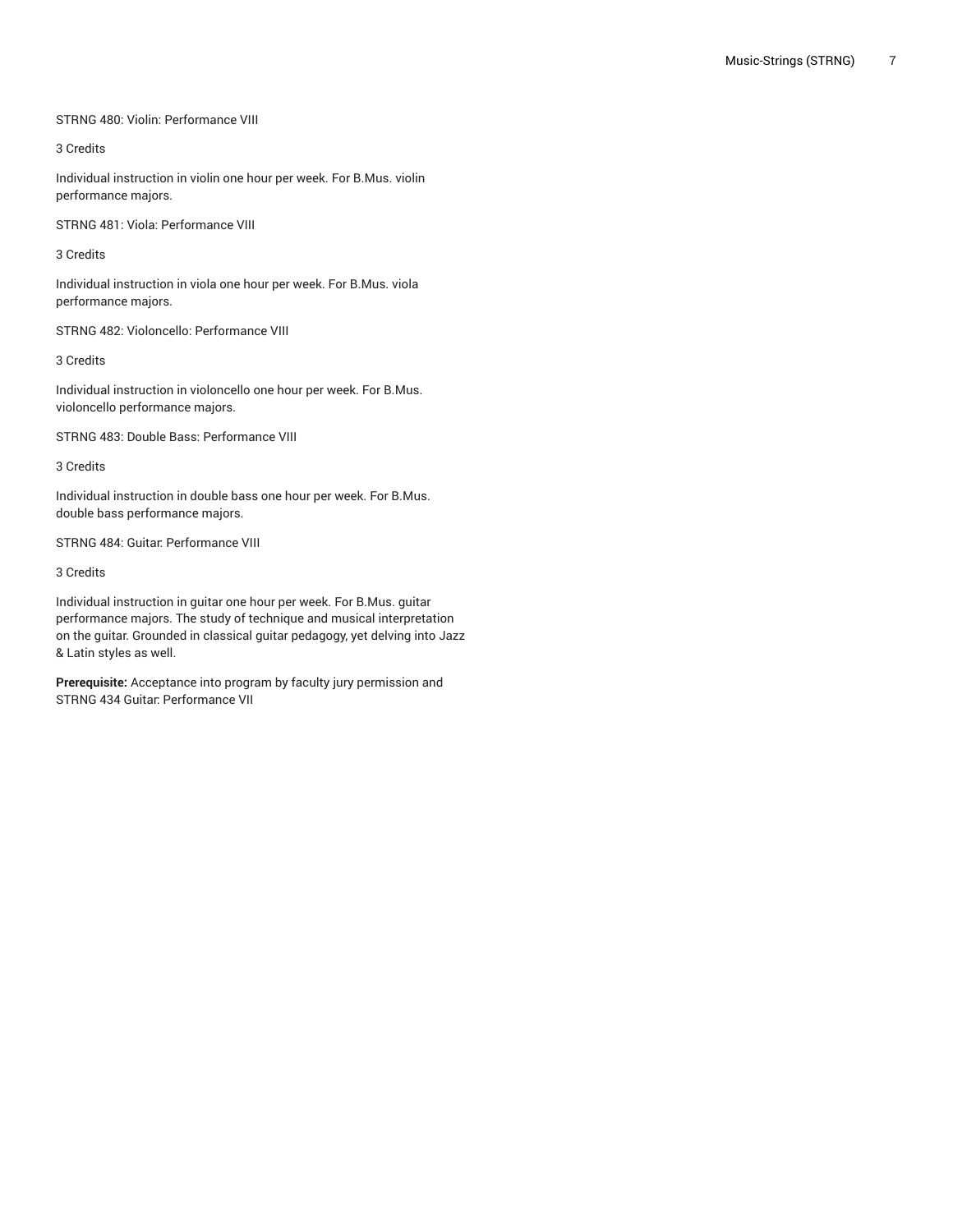STRNG 480: Violin: Performance VIII

3 Credits

Individual instruction in violin one hour per week. For B.Mus. violin performance majors.

STRNG 481: Viola: Performance VIII

3 Credits

Individual instruction in viola one hour per week. For B.Mus. viola performance majors.

STRNG 482: Violoncello: Performance VIII

3 Credits

Individual instruction in violoncello one hour per week. For B.Mus. violoncello performance majors.

STRNG 483: Double Bass: Performance VIII

3 Credits

Individual instruction in double bass one hour per week. For B.Mus. double bass performance majors.

STRNG 484: Guitar: Performance VIII

3 Credits

Individual instruction in guitar one hour per week. For B.Mus. guitar performance majors. The study of technique and musical interpretation on the guitar. Grounded in classical guitar pedagogy, yet delving into Jazz & Latin styles as well.

**Prerequisite:** Acceptance into program by faculty jury permission and STRNG 434 Guitar: Performance VII